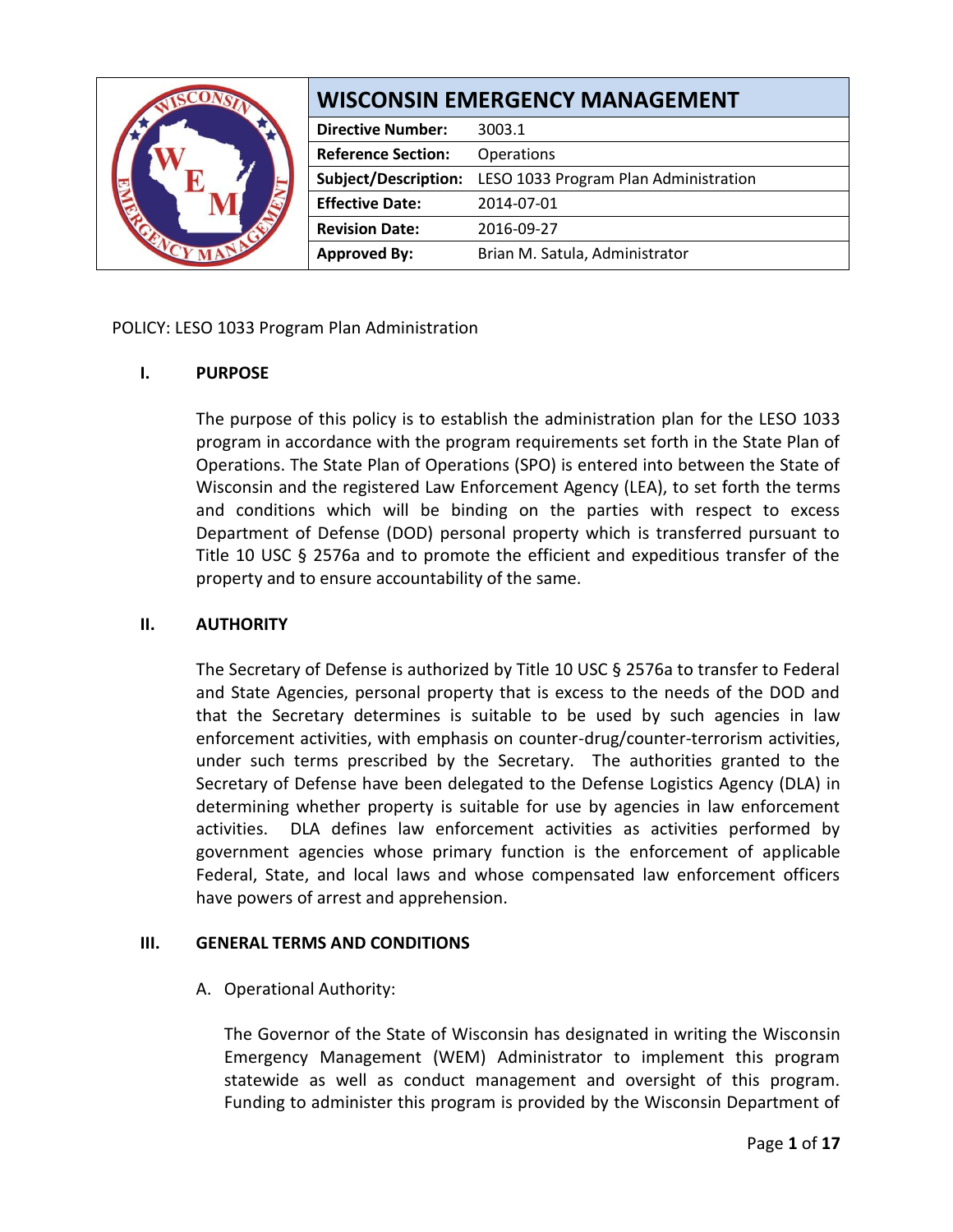| WISCONSIN EMERGENCY MANAGEMENT | |
|---|---|
| **Directive Number:** | 3003.1 |
| **Reference Section:** | Operations |
| **Subject/Description:** | LESO 1033 Program Plan Administration |
| **Effective Date:** | 2014-07-01 |
| **Revision Date:** | 2016-09-27 |
| **Approved By:** | Brian M. Satula, Administrator |

POLICY: LESO 1033 Program Plan Administration

## I. PURPOSE

The purpose of this policy is to establish the administration plan for the LESO 1033 program in accordance with the program requirements set forth in the State Plan of Operations. The State Plan of Operations (SPO) is entered into between the State of Wisconsin and the registered Law Enforcement Agency (LEA), to set forth the terms and conditions which will be binding on the parties with respect to excess Department of Defense (DOD) personal property which is transferred pursuant to Title 10 USC § 2576a and to promote the efficient and expeditious transfer of the property and to ensure accountability of the same.

## II. AUTHORITY

The Secretary of Defense is authorized by Title 10 USC § 2576a to transfer to Federal and State Agencies, personal property that is excess to the needs of the DOD and that the Secretary determines is suitable to be used by such agencies in law enforcement activities, with emphasis on counter-drug/counter-terrorism activities, under such terms prescribed by the Secretary. The authorities granted to the Secretary of Defense have been delegated to the Defense Logistics Agency (DLA) in determining whether property is suitable for use by agencies in law enforcement activities. DLA defines law enforcement activities as activities performed by government agencies whose primary function is the enforcement of applicable Federal, State, and local laws and whose compensated law enforcement officers have powers of arrest and apprehension.

## III. GENERAL TERMS AND CONDITIONS

A. Operational Authority:

The Governor of the State of Wisconsin has designated in writing the Wisconsin Emergency Management (WEM) Administrator to implement this program statewide as well as conduct management and oversight of this program. Funding to administer this program is provided by the Wisconsin Department of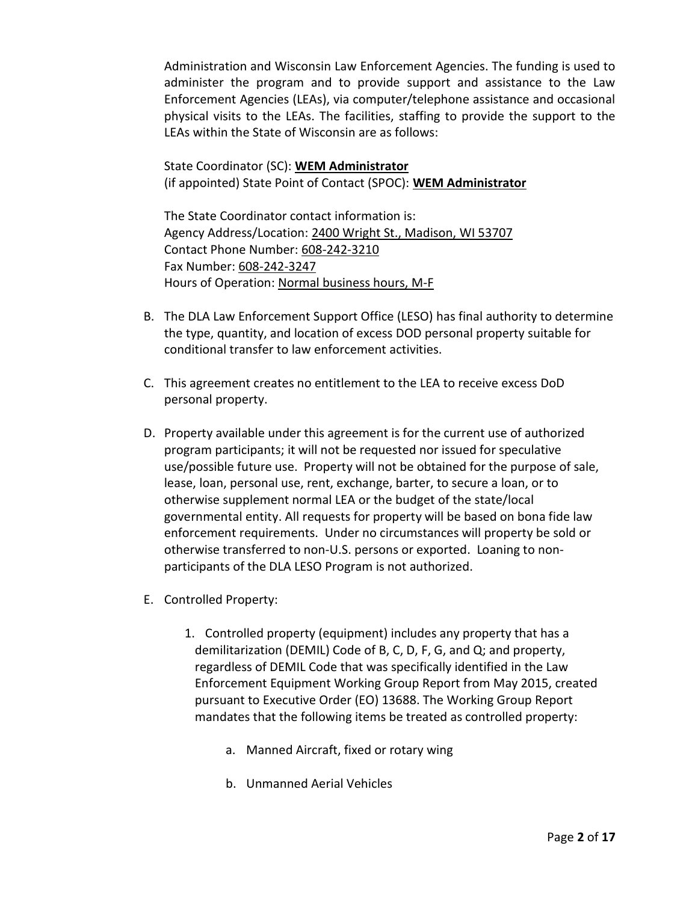Administration and Wisconsin Law Enforcement Agencies. The funding is used to administer the program and to provide support and assistance to the Law Enforcement Agencies (LEAs), via computer/telephone assistance and occasional physical visits to the LEAs. The facilities, staffing to provide the support to the LEAs within the State of Wisconsin are as follows:

State Coordinator (SC): **WEM Administrator**
(if appointed) State Point of Contact (SPOC): **WEM Administrator**

The State Coordinator contact information is:
Agency Address/Location: 2400 Wright St., Madison, WI 53707
Contact Phone Number: 608-242-3210
Fax Number: 608-242-3247
Hours of Operation: Normal business hours, M-F

B. The DLA Law Enforcement Support Office (LESO) has final authority to determine the type, quantity, and location of excess DOD personal property suitable for conditional transfer to law enforcement activities.

C. This agreement creates no entitlement to the LEA to receive excess DoD personal property.

D. Property available under this agreement is for the current use of authorized program participants; it will not be requested nor issued for speculative use/possible future use. Property will not be obtained for the purpose of sale, lease, loan, personal use, rent, exchange, barter, to secure a loan, or to otherwise supplement normal LEA or the budget of the state/local governmental entity. All requests for property will be based on bona fide law enforcement requirements. Under no circumstances will property be sold or otherwise transferred to non-U.S. persons or exported. Loaning to non-participants of the DLA LESO Program is not authorized.

E. Controlled Property:

1. Controlled property (equipment) includes any property that has a demilitarization (DEMIL) Code of B, C, D, F, G, and Q; and property, regardless of DEMIL Code that was specifically identified in the Law Enforcement Equipment Working Group Report from May 2015, created pursuant to Executive Order (EO) 13688. The Working Group Report mandates that the following items be treated as controlled property:

    a. Manned Aircraft, fixed or rotary wing

    b. Unmanned Aerial Vehicles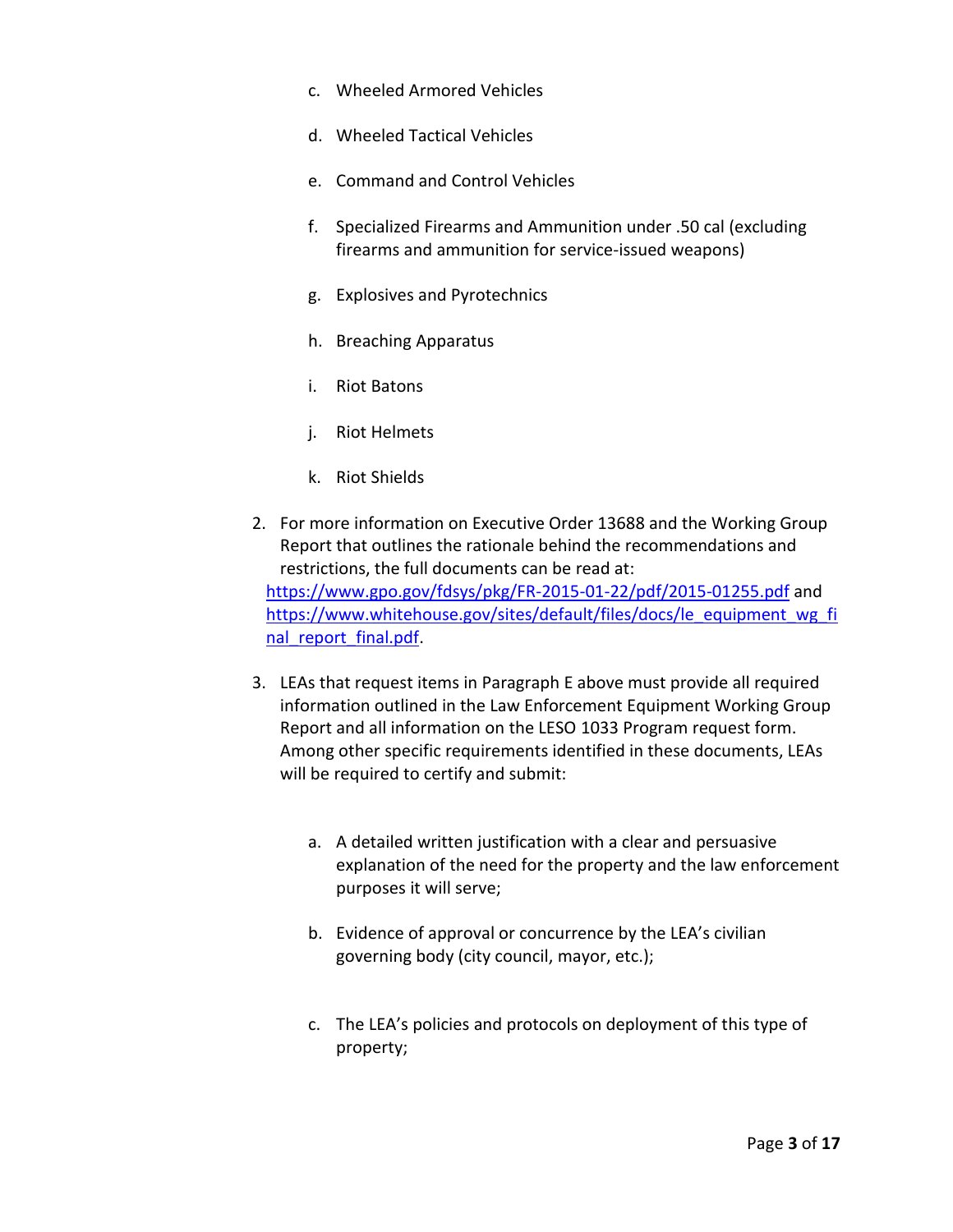c. Wheeled Armored Vehicles

   d. Wheeled Tactical Vehicles

   e. Command and Control Vehicles

   f. Specialized Firearms and Ammunition under .50 cal (excluding firearms and ammunition for service-issued weapons)

   g. Explosives and Pyrotechnics

   h. Breaching Apparatus

   i. Riot Batons

   j. Riot Helmets

   k. Riot Shields

2. For more information on Executive Order 13688 and the Working Group Report that outlines the rationale behind the recommendations and restrictions, the full documents can be read at: https://www.gpo.gov/fdsys/pkg/FR-2015-01-22/pdf/2015-01255.pdf and https://www.whitehouse.gov/sites/default/files/docs/le_equipment_wg_final_report_final.pdf.

3. LEAs that request items in Paragraph E above must provide all required information outlined in the Law Enforcement Equipment Working Group Report and all information on the LESO 1033 Program request form. Among other specific requirements identified in these documents, LEAs will be required to certify and submit:

   a. A detailed written justification with a clear and persuasive explanation of the need for the property and the law enforcement purposes it will serve;

   b. Evidence of approval or concurrence by the LEA's civilian governing body (city council, mayor, etc.);

   c. The LEA's policies and protocols on deployment of this type of property;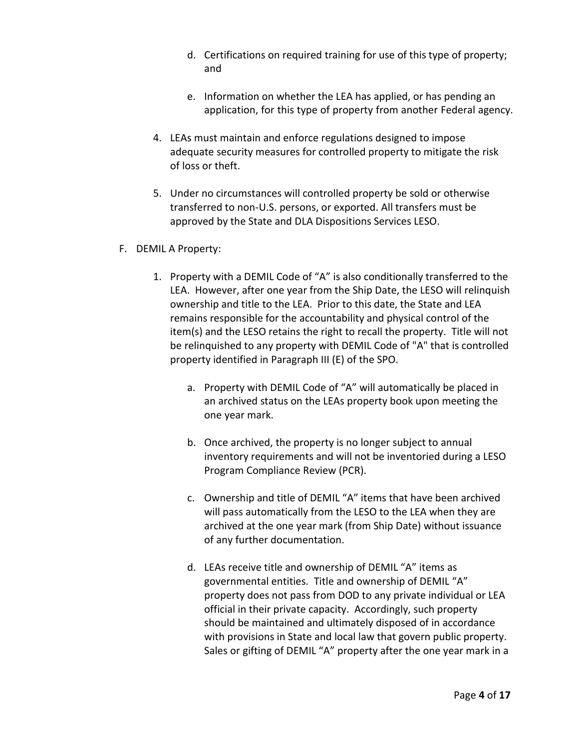d. Certifications on required training for use of this type of property; and

   e. Information on whether the LEA has applied, or has pending an application, for this type of property from another Federal agency.

4. LEAs must maintain and enforce regulations designed to impose adequate security measures for controlled property to mitigate the risk of loss or theft.

5. Under no circumstances will controlled property be sold or otherwise transferred to non-U.S. persons, or exported. All transfers must be approved by the State and DLA Dispositions Services LESO.

F. DEMIL A Property:

   1. Property with a DEMIL Code of "A" is also conditionally transferred to the LEA. However, after one year from the Ship Date, the LESO will relinquish ownership and title to the LEA. Prior to this date, the State and LEA remains responsible for the accountability and physical control of the item(s) and the LESO retains the right to recall the property. Title will not be relinquished to any property with DEMIL Code of "A" that is controlled property identified in Paragraph III (E) of the SPO.

      a. Property with DEMIL Code of "A" will automatically be placed in an archived status on the LEAs property book upon meeting the one year mark.

      b. Once archived, the property is no longer subject to annual inventory requirements and will not be inventoried during a LESO Program Compliance Review (PCR).

      c. Ownership and title of DEMIL "A" items that have been archived will pass automatically from the LESO to the LEA when they are archived at the one year mark (from Ship Date) without issuance of any further documentation.

      d. LEAs receive title and ownership of DEMIL "A" items as governmental entities. Title and ownership of DEMIL "A" property does not pass from DOD to any private individual or LEA official in their private capacity. Accordingly, such property should be maintained and ultimately disposed of in accordance with provisions in State and local law that govern public property. Sales or gifting of DEMIL "A" property after the one year mark in a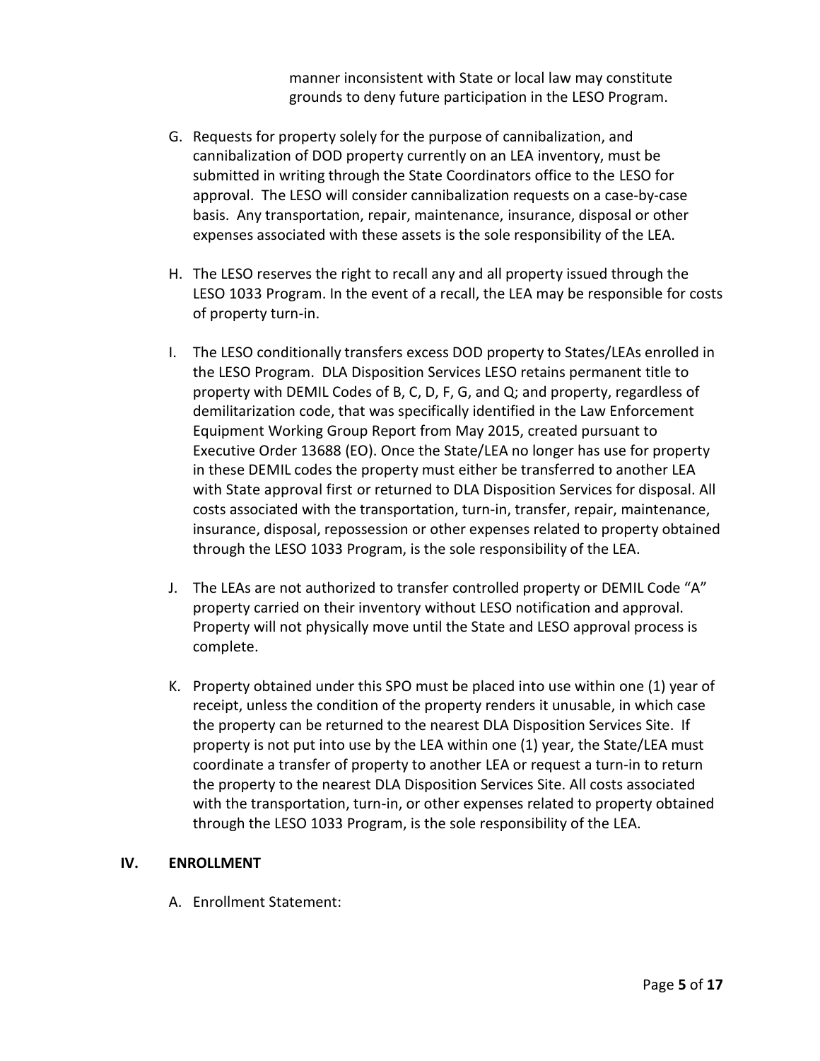manner inconsistent with State or local law may constitute grounds to deny future participation in the LESO Program.

G. Requests for property solely for the purpose of cannibalization, and cannibalization of DOD property currently on an LEA inventory, must be submitted in writing through the State Coordinators office to the LESO for approval. The LESO will consider cannibalization requests on a case-by-case basis. Any transportation, repair, maintenance, insurance, disposal or other expenses associated with these assets is the sole responsibility of the LEA.

H. The LESO reserves the right to recall any and all property issued through the LESO 1033 Program. In the event of a recall, the LEA may be responsible for costs of property turn-in.

I. The LESO conditionally transfers excess DOD property to States/LEAs enrolled in the LESO Program. DLA Disposition Services LESO retains permanent title to property with DEMIL Codes of B, C, D, F, G, and Q; and property, regardless of demilitarization code, that was specifically identified in the Law Enforcement Equipment Working Group Report from May 2015, created pursuant to Executive Order 13688 (EO). Once the State/LEA no longer has use for property in these DEMIL codes the property must either be transferred to another LEA with State approval first or returned to DLA Disposition Services for disposal. All costs associated with the transportation, turn-in, transfer, repair, maintenance, insurance, disposal, repossession or other expenses related to property obtained through the LESO 1033 Program, is the sole responsibility of the LEA.

J. The LEAs are not authorized to transfer controlled property or DEMIL Code "A" property carried on their inventory without LESO notification and approval. Property will not physically move until the State and LESO approval process is complete.

K. Property obtained under this SPO must be placed into use within one (1) year of receipt, unless the condition of the property renders it unusable, in which case the property can be returned to the nearest DLA Disposition Services Site. If property is not put into use by the LEA within one (1) year, the State/LEA must coordinate a transfer of property to another LEA or request a turn-in to return the property to the nearest DLA Disposition Services Site. All costs associated with the transportation, turn-in, or other expenses related to property obtained through the LESO 1033 Program, is the sole responsibility of the LEA.

## IV. ENROLLMENT

A. Enrollment Statement: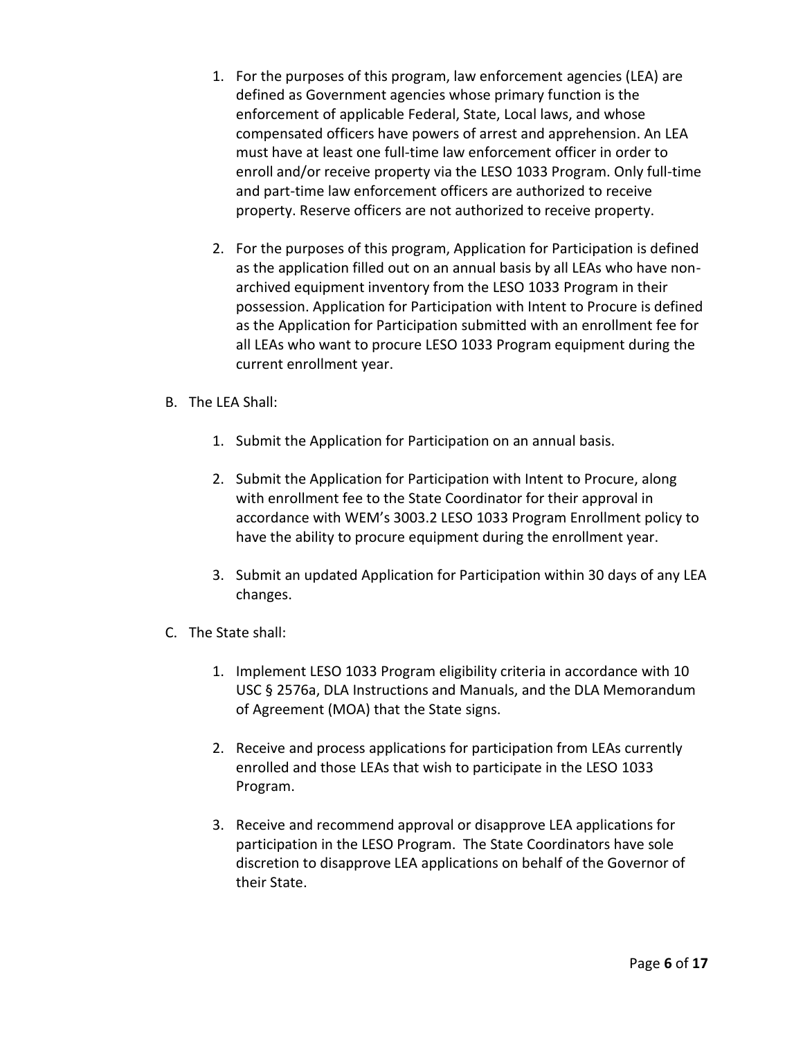1. For the purposes of this program, law enforcement agencies (LEA) are defined as Government agencies whose primary function is the enforcement of applicable Federal, State, Local laws, and whose compensated officers have powers of arrest and apprehension. An LEA must have at least one full-time law enforcement officer in order to enroll and/or receive property via the LESO 1033 Program. Only full-time and part-time law enforcement officers are authorized to receive property. Reserve officers are not authorized to receive property.

2. For the purposes of this program, Application for Participation is defined as the application filled out on an annual basis by all LEAs who have non-archived equipment inventory from the LESO 1033 Program in their possession. Application for Participation with Intent to Procure is defined as the Application for Participation submitted with an enrollment fee for all LEAs who want to procure LESO 1033 Program equipment during the current enrollment year.

B. The LEA Shall:

   1. Submit the Application for Participation on an annual basis.

   2. Submit the Application for Participation with Intent to Procure, along with enrollment fee to the State Coordinator for their approval in accordance with WEM's 3003.2 LESO 1033 Program Enrollment policy to have the ability to procure equipment during the enrollment year.

   3. Submit an updated Application for Participation within 30 days of any LEA changes.

C. The State shall:

   1. Implement LESO 1033 Program eligibility criteria in accordance with 10 USC § 2576a, DLA Instructions and Manuals, and the DLA Memorandum of Agreement (MOA) that the State signs.

   2. Receive and process applications for participation from LEAs currently enrolled and those LEAs that wish to participate in the LESO 1033 Program.

   3. Receive and recommend approval or disapprove LEA applications for participation in the LESO Program. The State Coordinators have sole discretion to disapprove LEA applications on behalf of the Governor of their State.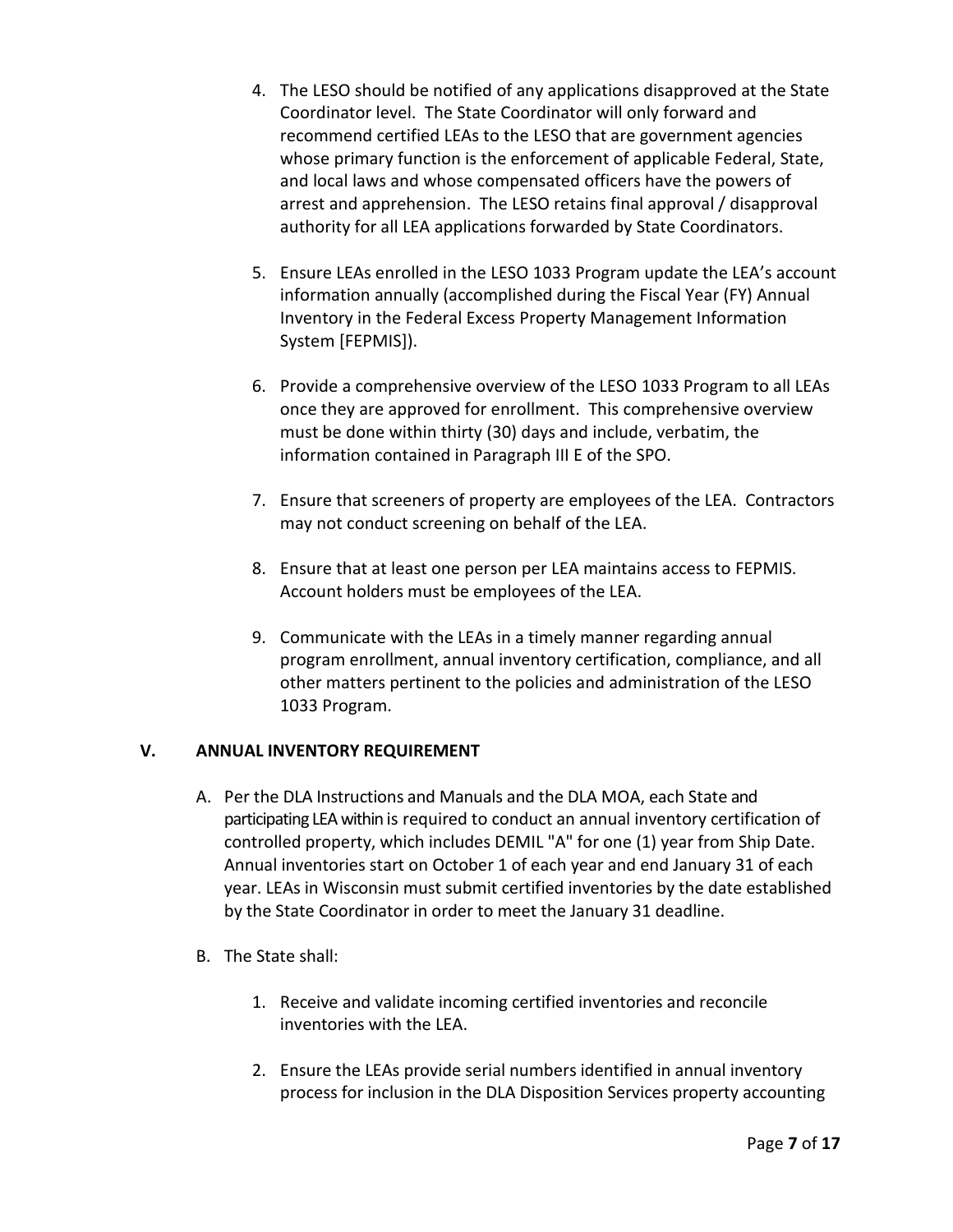4. The LESO should be notified of any applications disapproved at the State Coordinator level. The State Coordinator will only forward and recommend certified LEAs to the LESO that are government agencies whose primary function is the enforcement of applicable Federal, State, and local laws and whose compensated officers have the powers of arrest and apprehension. The LESO retains final approval / disapproval authority for all LEA applications forwarded by State Coordinators.

5. Ensure LEAs enrolled in the LESO 1033 Program update the LEA's account information annually (accomplished during the Fiscal Year (FY) Annual Inventory in the Federal Excess Property Management Information System [FEPMIS]).

6. Provide a comprehensive overview of the LESO 1033 Program to all LEAs once they are approved for enrollment. This comprehensive overview must be done within thirty (30) days and include, verbatim, the information contained in Paragraph III E of the SPO.

7. Ensure that screeners of property are employees of the LEA. Contractors may not conduct screening on behalf of the LEA.

8. Ensure that at least one person per LEA maintains access to FEPMIS. Account holders must be employees of the LEA.

9. Communicate with the LEAs in a timely manner regarding annual program enrollment, annual inventory certification, compliance, and all other matters pertinent to the policies and administration of the LESO 1033 Program.

## V. ANNUAL INVENTORY REQUIREMENT

A. Per the DLA Instructions and Manuals and the DLA MOA, each State and participating LEA within is required to conduct an annual inventory certification of controlled property, which includes DEMIL "A" for one (1) year from Ship Date. Annual inventories start on October 1 of each year and end January 31 of each year. LEAs in Wisconsin must submit certified inventories by the date established by the State Coordinator in order to meet the January 31 deadline.

B. The State shall:

1. Receive and validate incoming certified inventories and reconcile inventories with the LEA.

2. Ensure the LEAs provide serial numbers identified in annual inventory process for inclusion in the DLA Disposition Services property accounting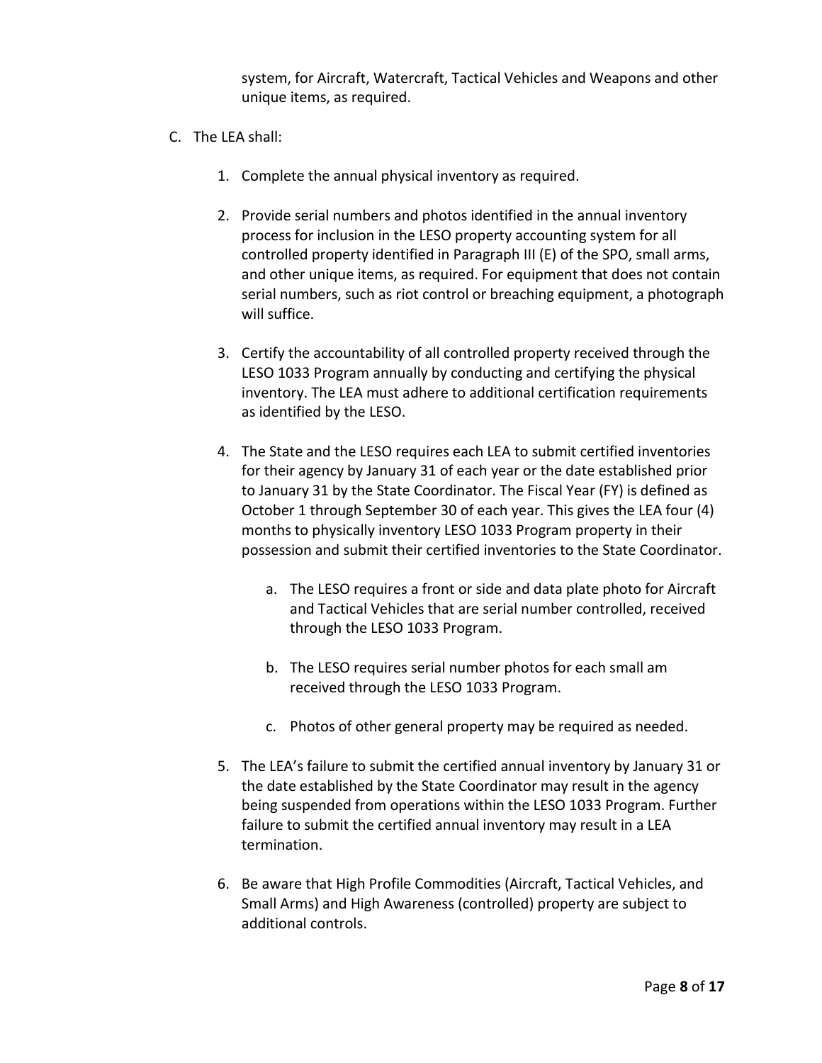system, for Aircraft, Watercraft, Tactical Vehicles and Weapons and other unique items, as required.

C. The LEA shall:

1. Complete the annual physical inventory as required.

2. Provide serial numbers and photos identified in the annual inventory process for inclusion in the LESO property accounting system for all controlled property identified in Paragraph III (E) of the SPO, small arms, and other unique items, as required. For equipment that does not contain serial numbers, such as riot control or breaching equipment, a photograph will suffice.

3. Certify the accountability of all controlled property received through the LESO 1033 Program annually by conducting and certifying the physical inventory. The LEA must adhere to additional certification requirements as identified by the LESO.

4. The State and the LESO requires each LEA to submit certified inventories for their agency by January 31 of each year or the date established prior to January 31 by the State Coordinator. The Fiscal Year (FY) is defined as October 1 through September 30 of each year. This gives the LEA four (4) months to physically inventory LESO 1033 Program property in their possession and submit their certified inventories to the State Coordinator.

   a. The LESO requires a front or side and data plate photo for Aircraft and Tactical Vehicles that are serial number controlled, received through the LESO 1033 Program.

   b. The LESO requires serial number photos for each small am received through the LESO 1033 Program.

   c. Photos of other general property may be required as needed.

5. The LEA's failure to submit the certified annual inventory by January 31 or the date established by the State Coordinator may result in the agency being suspended from operations within the LESO 1033 Program. Further failure to submit the certified annual inventory may result in a LEA termination.

6. Be aware that High Profile Commodities (Aircraft, Tactical Vehicles, and Small Arms) and High Awareness (controlled) property are subject to additional controls.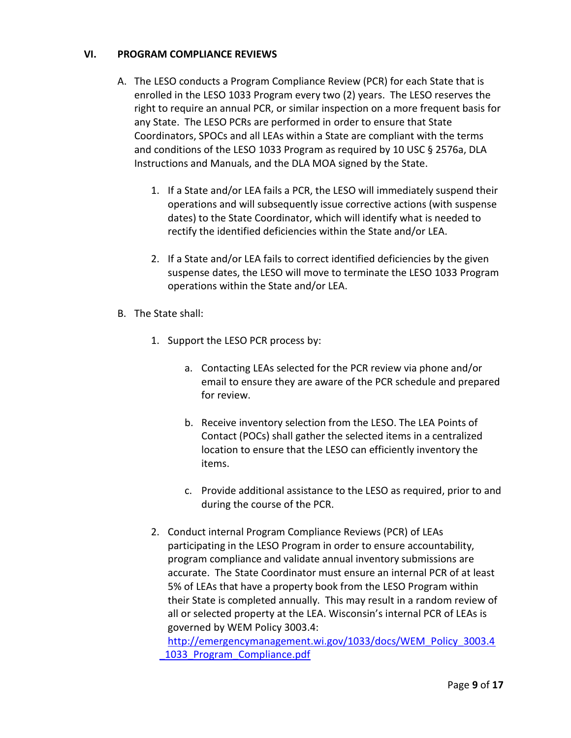## VI. PROGRAM COMPLIANCE REVIEWS

A. The LESO conducts a Program Compliance Review (PCR) for each State that is enrolled in the LESO 1033 Program every two (2) years. The LESO reserves the right to require an annual PCR, or similar inspection on a more frequent basis for any State. The LESO PCRs are performed in order to ensure that State Coordinators, SPOCs and all LEAs within a State are compliant with the terms and conditions of the LESO 1033 Program as required by 10 USC § 2576a, DLA Instructions and Manuals, and the DLA MOA signed by the State.

   1. If a State and/or LEA fails a PCR, the LESO will immediately suspend their operations and will subsequently issue corrective actions (with suspense dates) to the State Coordinator, which will identify what is needed to rectify the identified deficiencies within the State and/or LEA.

   2. If a State and/or LEA fails to correct identified deficiencies by the given suspense dates, the LESO will move to terminate the LESO 1033 Program operations within the State and/or LEA.

B. The State shall:

   1. Support the LESO PCR process by:

      a. Contacting LEAs selected for the PCR review via phone and/or email to ensure they are aware of the PCR schedule and prepared for review.

      b. Receive inventory selection from the LESO. The LEA Points of Contact (POCs) shall gather the selected items in a centralized location to ensure that the LESO can efficiently inventory the items.

      c. Provide additional assistance to the LESO as required, prior to and during the course of the PCR.

   2. Conduct internal Program Compliance Reviews (PCR) of LEAs participating in the LESO Program in order to ensure accountability, program compliance and validate annual inventory submissions are accurate. The State Coordinator must ensure an internal PCR of at least 5% of LEAs that have a property book from the LESO Program within their State is completed annually. This may result in a random review of all or selected property at the LEA. Wisconsin's internal PCR of LEAs is governed by WEM Policy 3003.4: http://emergencymanagement.wi.gov/1033/docs/WEM_Policy_3003.4_1033_Program_Compliance.pdf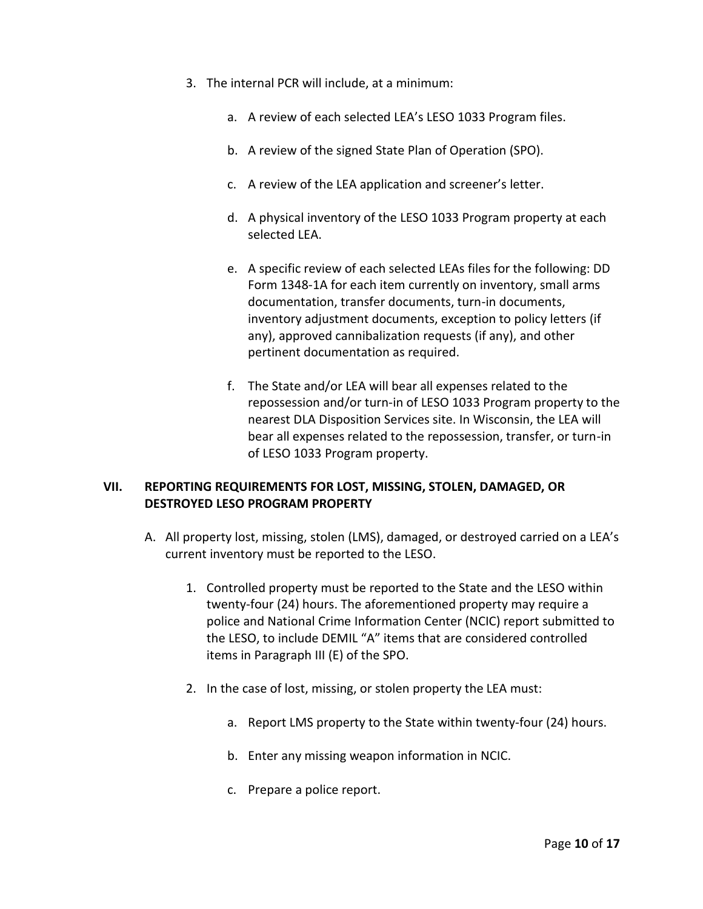3. The internal PCR will include, at a minimum:

    a. A review of each selected LEA's LESO 1033 Program files.

    b. A review of the signed State Plan of Operation (SPO).

    c. A review of the LEA application and screener's letter.

    d. A physical inventory of the LESO 1033 Program property at each selected LEA.

    e. A specific review of each selected LEAs files for the following: DD Form 1348-1A for each item currently on inventory, small arms documentation, transfer documents, turn-in documents, inventory adjustment documents, exception to policy letters (if any), approved cannibalization requests (if any), and other pertinent documentation as required.

    f. The State and/or LEA will bear all expenses related to the repossession and/or turn-in of LESO 1033 Program property to the nearest DLA Disposition Services site. In Wisconsin, the LEA will bear all expenses related to the repossession, transfer, or turn-in of LESO 1033 Program property.

## VII. REPORTING REQUIREMENTS FOR LOST, MISSING, STOLEN, DAMAGED, OR DESTROYED LESO PROGRAM PROPERTY

A. All property lost, missing, stolen (LMS), damaged, or destroyed carried on a LEA's current inventory must be reported to the LESO.

1. Controlled property must be reported to the State and the LESO within twenty-four (24) hours. The aforementioned property may require a police and National Crime Information Center (NCIC) report submitted to the LESO, to include DEMIL "A" items that are considered controlled items in Paragraph III (E) of the SPO.

2. In the case of lost, missing, or stolen property the LEA must:

    a. Report LMS property to the State within twenty-four (24) hours.

    b. Enter any missing weapon information in NCIC.

    c. Prepare a police report.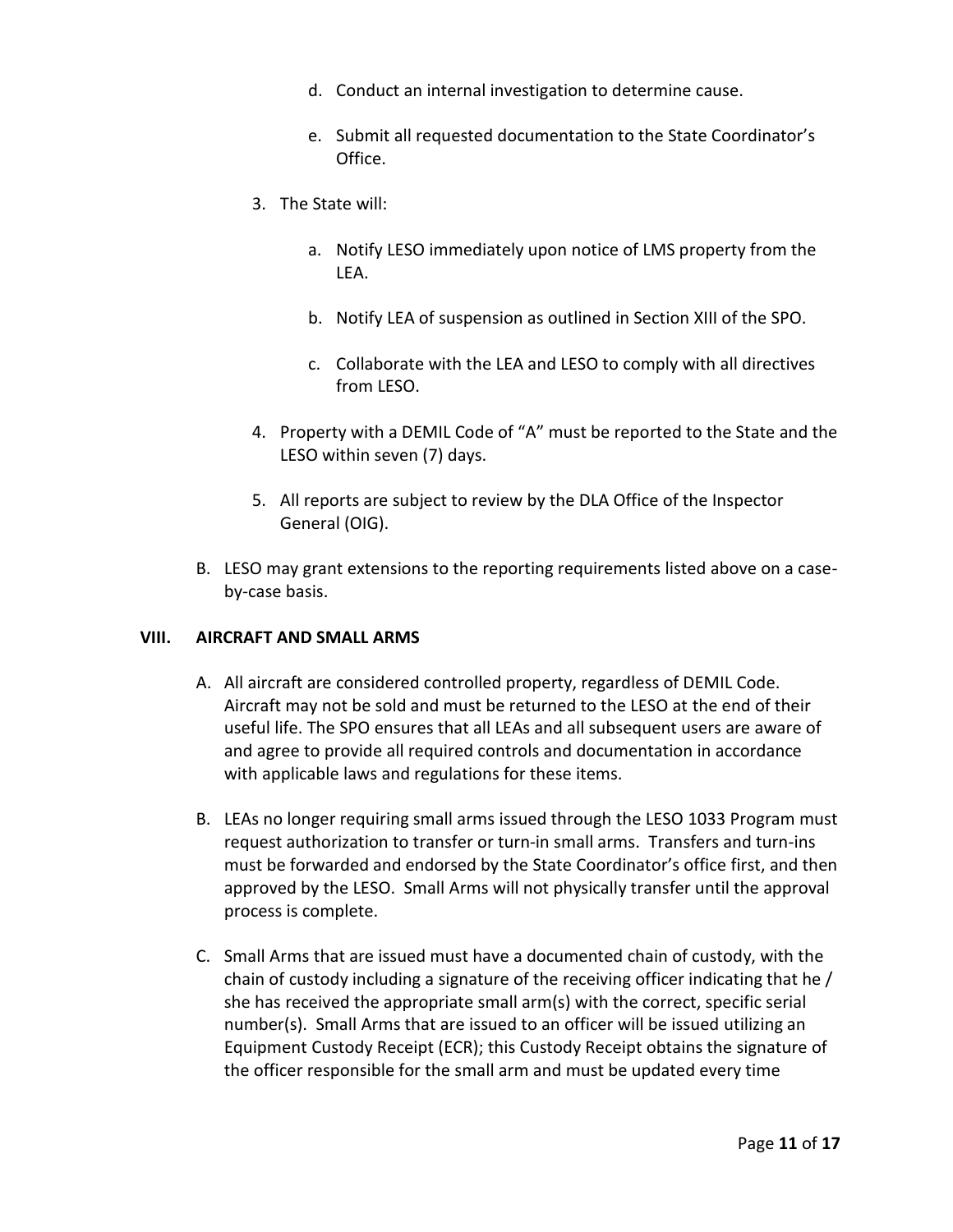d. Conduct an internal investigation to determine cause.

   e. Submit all requested documentation to the State Coordinator's Office.

3. The State will:

   a. Notify LESO immediately upon notice of LMS property from the LEA.

   b. Notify LEA of suspension as outlined in Section XIII of the SPO.

   c. Collaborate with the LEA and LESO to comply with all directives from LESO.

4. Property with a DEMIL Code of "A" must be reported to the State and the LESO within seven (7) days.

5. All reports are subject to review by the DLA Office of the Inspector General (OIG).

B. LESO may grant extensions to the reporting requirements listed above on a case-by-case basis.

## VIII. AIRCRAFT AND SMALL ARMS

A. All aircraft are considered controlled property, regardless of DEMIL Code. Aircraft may not be sold and must be returned to the LESO at the end of their useful life. The SPO ensures that all LEAs and all subsequent users are aware of and agree to provide all required controls and documentation in accordance with applicable laws and regulations for these items.

B. LEAs no longer requiring small arms issued through the LESO 1033 Program must request authorization to transfer or turn-in small arms. Transfers and turn-ins must be forwarded and endorsed by the State Coordinator's office first, and then approved by the LESO. Small Arms will not physically transfer until the approval process is complete.

C. Small Arms that are issued must have a documented chain of custody, with the chain of custody including a signature of the receiving officer indicating that he / she has received the appropriate small arm(s) with the correct, specific serial number(s). Small Arms that are issued to an officer will be issued utilizing an Equipment Custody Receipt (ECR); this Custody Receipt obtains the signature of the officer responsible for the small arm and must be updated every time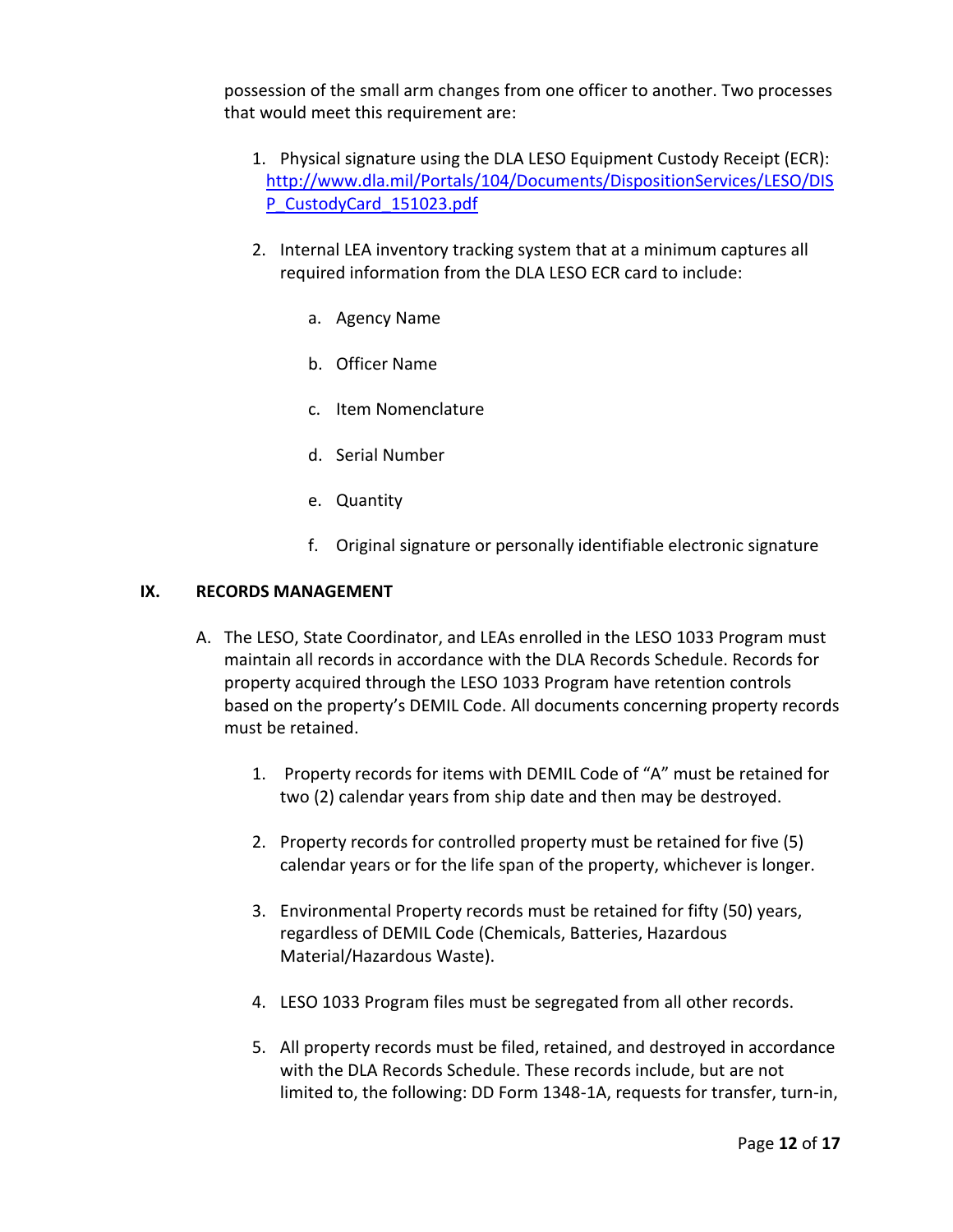possession of the small arm changes from one officer to another. Two processes that would meet this requirement are:

1. Physical signature using the DLA LESO Equipment Custody Receipt (ECR): http://www.dla.mil/Portals/104/Documents/DispositionServices/LESO/DISP_CustodyCard_151023.pdf

2. Internal LEA inventory tracking system that at a minimum captures all required information from the DLA LESO ECR card to include:

   a. Agency Name

   b. Officer Name

   c. Item Nomenclature

   d. Serial Number

   e. Quantity

   f. Original signature or personally identifiable electronic signature

## IX. RECORDS MANAGEMENT

A. The LESO, State Coordinator, and LEAs enrolled in the LESO 1033 Program must maintain all records in accordance with the DLA Records Schedule. Records for property acquired through the LESO 1033 Program have retention controls based on the property's DEMIL Code. All documents concerning property records must be retained.

   1. Property records for items with DEMIL Code of "A" must be retained for two (2) calendar years from ship date and then may be destroyed.

   2. Property records for controlled property must be retained for five (5) calendar years or for the life span of the property, whichever is longer.

   3. Environmental Property records must be retained for fifty (50) years, regardless of DEMIL Code (Chemicals, Batteries, Hazardous Material/Hazardous Waste).

   4. LESO 1033 Program files must be segregated from all other records.

   5. All property records must be filed, retained, and destroyed in accordance with the DLA Records Schedule. These records include, but are not limited to, the following: DD Form 1348-1A, requests for transfer, turn-in,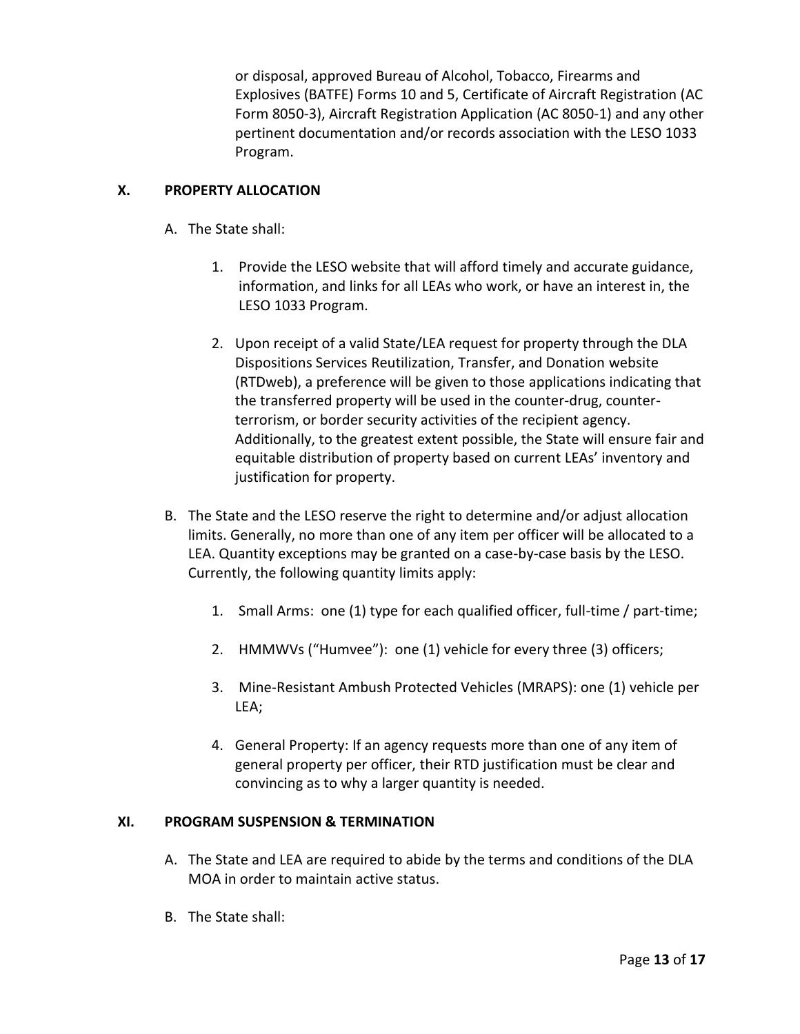or disposal, approved Bureau of Alcohol, Tobacco, Firearms and Explosives (BATFE) Forms 10 and 5, Certificate of Aircraft Registration (AC Form 8050-3), Aircraft Registration Application (AC 8050-1) and any other pertinent documentation and/or records association with the LESO 1033 Program.

## X. PROPERTY ALLOCATION

A. The State shall:

1. Provide the LESO website that will afford timely and accurate guidance, information, and links for all LEAs who work, or have an interest in, the LESO 1033 Program.

2. Upon receipt of a valid State/LEA request for property through the DLA Dispositions Services Reutilization, Transfer, and Donation website (RTDweb), a preference will be given to those applications indicating that the transferred property will be used in the counter-drug, counter-terrorism, or border security activities of the recipient agency. Additionally, to the greatest extent possible, the State will ensure fair and equitable distribution of property based on current LEAs' inventory and justification for property.

B. The State and the LESO reserve the right to determine and/or adjust allocation limits. Generally, no more than one of any item per officer will be allocated to a LEA. Quantity exceptions may be granted on a case-by-case basis by the LESO. Currently, the following quantity limits apply:

1. Small Arms: one (1) type for each qualified officer, full-time / part-time;

2. HMMWVs ("Humvee"): one (1) vehicle for every three (3) officers;

3. Mine-Resistant Ambush Protected Vehicles (MRAPS): one (1) vehicle per LEA;

4. General Property: If an agency requests more than one of any item of general property per officer, their RTD justification must be clear and convincing as to why a larger quantity is needed.

## XI. PROGRAM SUSPENSION & TERMINATION

A. The State and LEA are required to abide by the terms and conditions of the DLA MOA in order to maintain active status.

B. The State shall: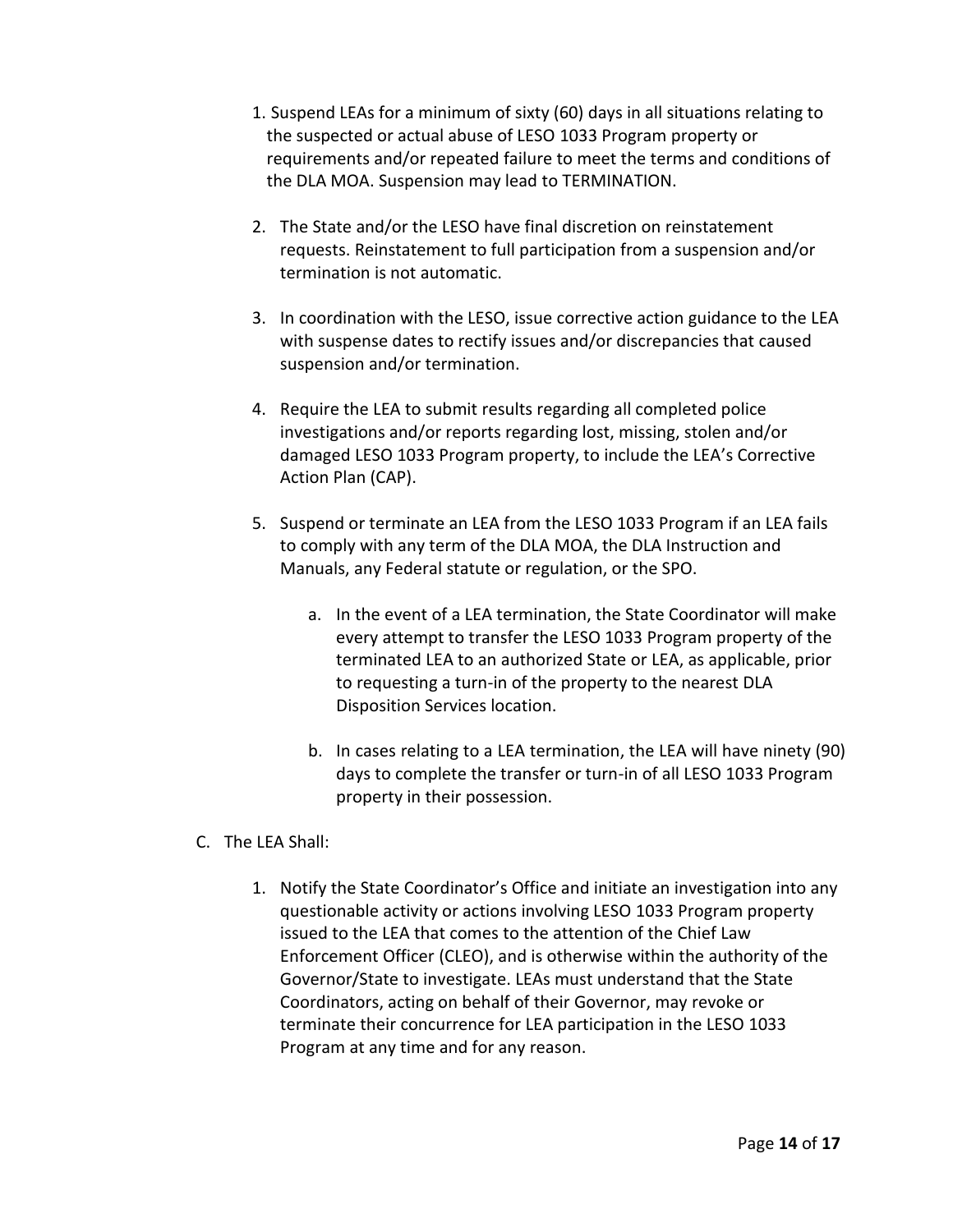1. Suspend LEAs for a minimum of sixty (60) days in all situations relating to the suspected or actual abuse of LESO 1033 Program property or requirements and/or repeated failure to meet the terms and conditions of the DLA MOA. Suspension may lead to TERMINATION.

2. The State and/or the LESO have final discretion on reinstatement requests. Reinstatement to full participation from a suspension and/or termination is not automatic.

3. In coordination with the LESO, issue corrective action guidance to the LEA with suspense dates to rectify issues and/or discrepancies that caused suspension and/or termination.

4. Require the LEA to submit results regarding all completed police investigations and/or reports regarding lost, missing, stolen and/or damaged LESO 1033 Program property, to include the LEA's Corrective Action Plan (CAP).

5. Suspend or terminate an LEA from the LESO 1033 Program if an LEA fails to comply with any term of the DLA MOA, the DLA Instruction and Manuals, any Federal statute or regulation, or the SPO.

   a. In the event of a LEA termination, the State Coordinator will make every attempt to transfer the LESO 1033 Program property of the terminated LEA to an authorized State or LEA, as applicable, prior to requesting a turn-in of the property to the nearest DLA Disposition Services location.

   b. In cases relating to a LEA termination, the LEA will have ninety (90) days to complete the transfer or turn-in of all LESO 1033 Program property in their possession.

C. The LEA Shall:

1. Notify the State Coordinator's Office and initiate an investigation into any questionable activity or actions involving LESO 1033 Program property issued to the LEA that comes to the attention of the Chief Law Enforcement Officer (CLEO), and is otherwise within the authority of the Governor/State to investigate. LEAs must understand that the State Coordinators, acting on behalf of their Governor, may revoke or terminate their concurrence for LEA participation in the LESO 1033 Program at any time and for any reason.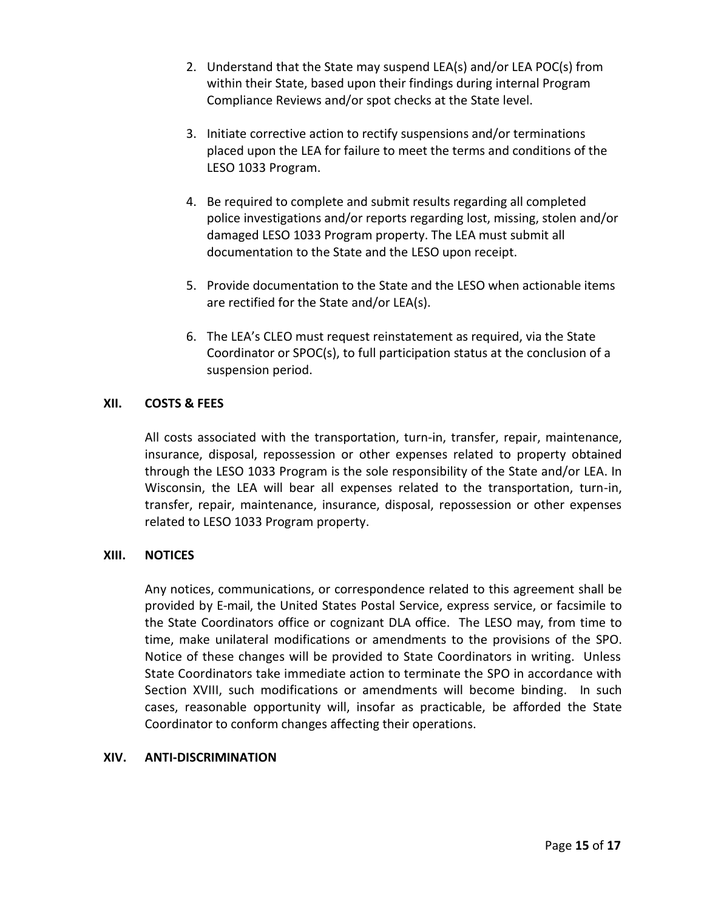2. Understand that the State may suspend LEA(s) and/or LEA POC(s) from within their State, based upon their findings during internal Program Compliance Reviews and/or spot checks at the State level.

3. Initiate corrective action to rectify suspensions and/or terminations placed upon the LEA for failure to meet the terms and conditions of the LESO 1033 Program.

4. Be required to complete and submit results regarding all completed police investigations and/or reports regarding lost, missing, stolen and/or damaged LESO 1033 Program property. The LEA must submit all documentation to the State and the LESO upon receipt.

5. Provide documentation to the State and the LESO when actionable items are rectified for the State and/or LEA(s).

6. The LEA's CLEO must request reinstatement as required, via the State Coordinator or SPOC(s), to full participation status at the conclusion of a suspension period.

## XII. COSTS & FEES

All costs associated with the transportation, turn-in, transfer, repair, maintenance, insurance, disposal, repossession or other expenses related to property obtained through the LESO 1033 Program is the sole responsibility of the State and/or LEA. In Wisconsin, the LEA will bear all expenses related to the transportation, turn-in, transfer, repair, maintenance, insurance, disposal, repossession or other expenses related to LESO 1033 Program property.

## XIII. NOTICES

Any notices, communications, or correspondence related to this agreement shall be provided by E-mail, the United States Postal Service, express service, or facsimile to the State Coordinators office or cognizant DLA office. The LESO may, from time to time, make unilateral modifications or amendments to the provisions of the SPO. Notice of these changes will be provided to State Coordinators in writing. Unless State Coordinators take immediate action to terminate the SPO in accordance with Section XVIII, such modifications or amendments will become binding. In such cases, reasonable opportunity will, insofar as practicable, be afforded the State Coordinator to conform changes affecting their operations.

## XIV. ANTI-DISCRIMINATION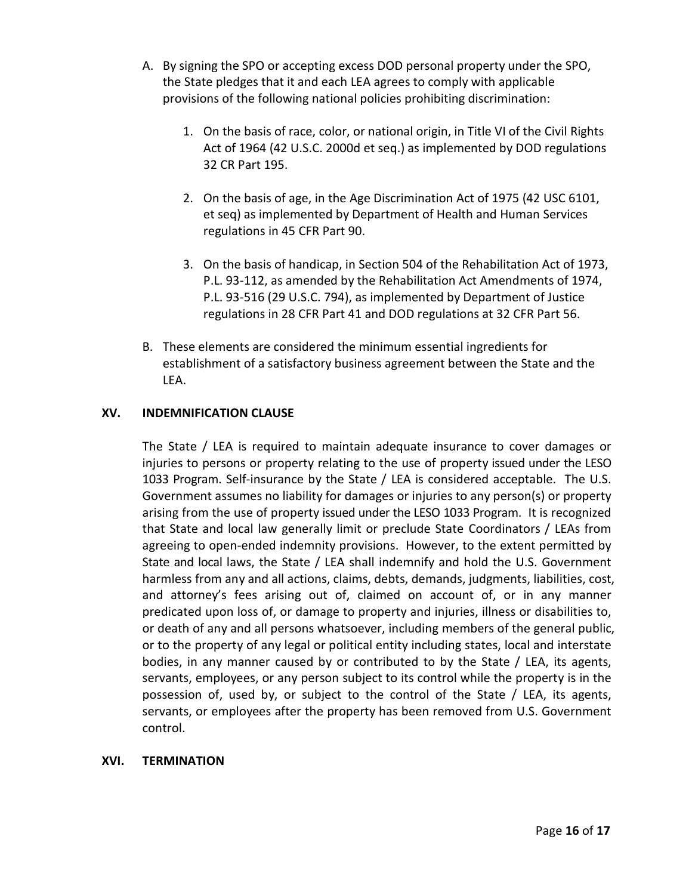A. By signing the SPO or accepting excess DOD personal property under the SPO, the State pledges that it and each LEA agrees to comply with applicable provisions of the following national policies prohibiting discrimination:

   1. On the basis of race, color, or national origin, in Title VI of the Civil Rights Act of 1964 (42 U.S.C. 2000d et seq.) as implemented by DOD regulations 32 CR Part 195.

   2. On the basis of age, in the Age Discrimination Act of 1975 (42 USC 6101, et seq) as implemented by Department of Health and Human Services regulations in 45 CFR Part 90.

   3. On the basis of handicap, in Section 504 of the Rehabilitation Act of 1973, P.L. 93-112, as amended by the Rehabilitation Act Amendments of 1974, P.L. 93-516 (29 U.S.C. 794), as implemented by Department of Justice regulations in 28 CFR Part 41 and DOD regulations at 32 CFR Part 56.

B. These elements are considered the minimum essential ingredients for establishment of a satisfactory business agreement between the State and the LEA.

## XV. INDEMNIFICATION CLAUSE

The State / LEA is required to maintain adequate insurance to cover damages or injuries to persons or property relating to the use of property issued under the LESO 1033 Program. Self-insurance by the State / LEA is considered acceptable. The U.S. Government assumes no liability for damages or injuries to any person(s) or property arising from the use of property issued under the LESO 1033 Program. It is recognized that State and local law generally limit or preclude State Coordinators / LEAs from agreeing to open-ended indemnity provisions. However, to the extent permitted by State and local laws, the State / LEA shall indemnify and hold the U.S. Government harmless from any and all actions, claims, debts, demands, judgments, liabilities, cost, and attorney's fees arising out of, claimed on account of, or in any manner predicated upon loss of, or damage to property and injuries, illness or disabilities to, or death of any and all persons whatsoever, including members of the general public, or to the property of any legal or political entity including states, local and interstate bodies, in any manner caused by or contributed to by the State / LEA, its agents, servants, employees, or any person subject to its control while the property is in the possession of, used by, or subject to the control of the State / LEA, its agents, servants, or employees after the property has been removed from U.S. Government control.

## XVI. TERMINATION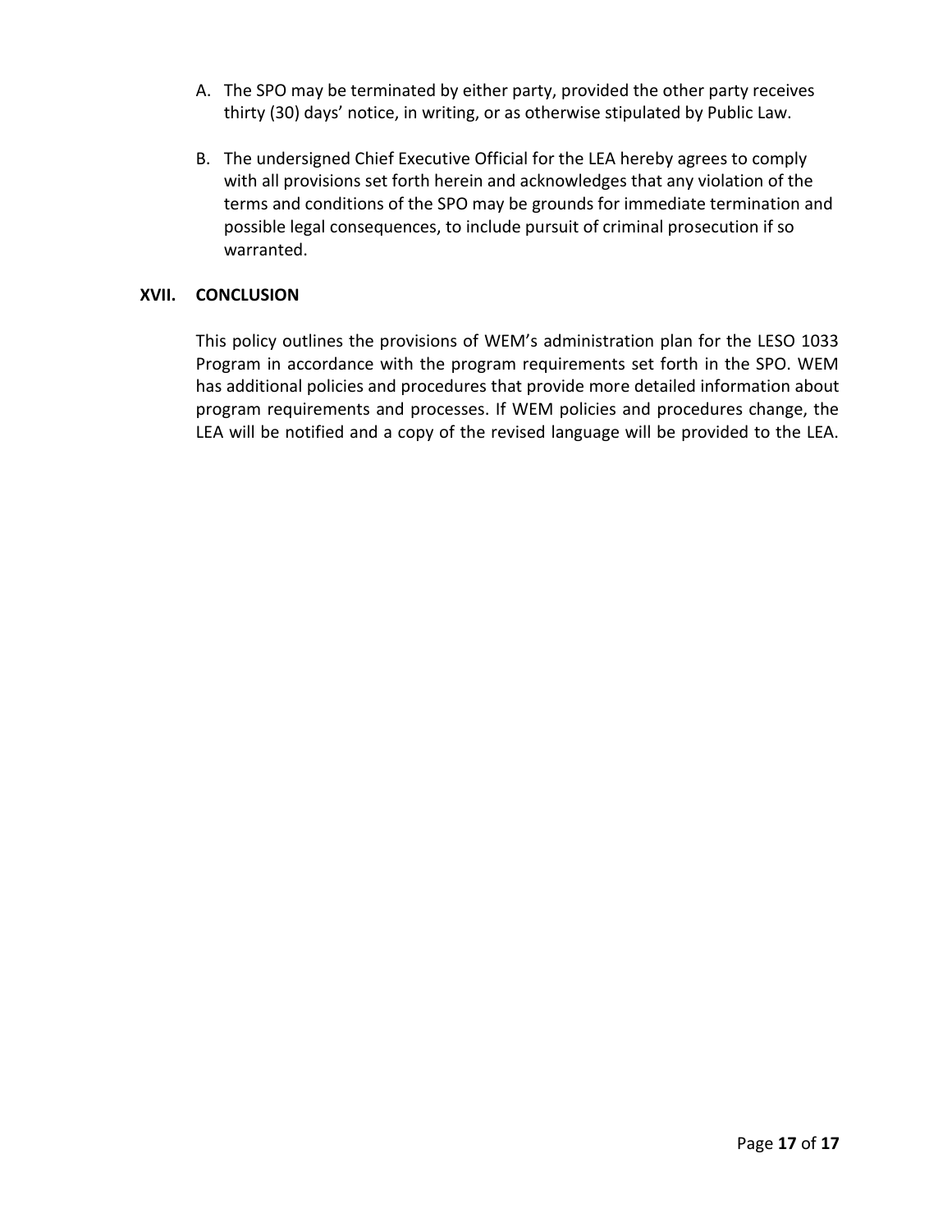A. The SPO may be terminated by either party, provided the other party receives thirty (30) days' notice, in writing, or as otherwise stipulated by Public Law.

B. The undersigned Chief Executive Official for the LEA hereby agrees to comply with all provisions set forth herein and acknowledges that any violation of the terms and conditions of the SPO may be grounds for immediate termination and possible legal consequences, to include pursuit of criminal prosecution if so warranted.

## XVII. CONCLUSION

This policy outlines the provisions of WEM's administration plan for the LESO 1033 Program in accordance with the program requirements set forth in the SPO. WEM has additional policies and procedures that provide more detailed information about program requirements and processes. If WEM policies and procedures change, the LEA will be notified and a copy of the revised language will be provided to the LEA.